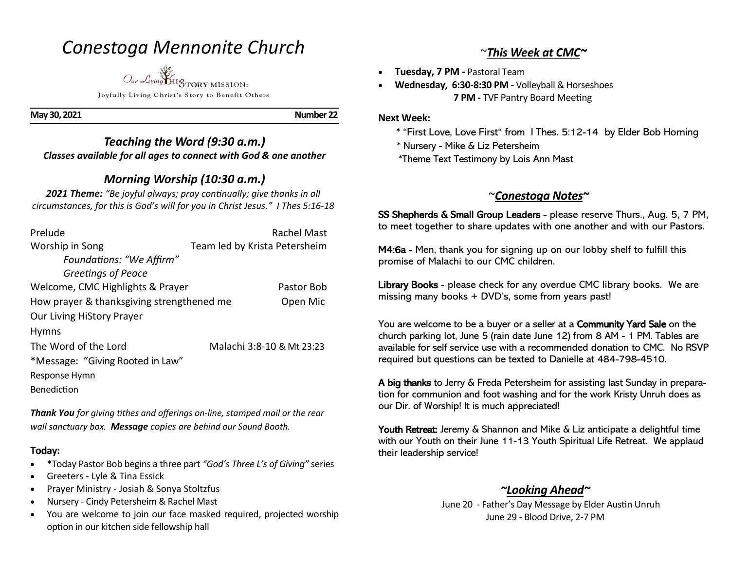# *Conestoga Mennonite Church*

Our Living HiSTORY MISSION:

Joyfully Living Christ's Story to Benefit Others

**May 30, 2021** **Number 22**

## *Teaching the Word (9:30 a.m.)*

***Classes available for all ages to connect with God & one another***

## *Morning Worship (10:30 a.m.)*

***2021 Theme:*** *"Be joyful always; pray continually; give thanks in all circumstances, for this is God's will for you in Christ Jesus." I Thes 5:16-18*

| | |
|---|---|
| Prelude | Rachel Mast |
| Worship in Song | Team led by Krista Petersheim |
| *Foundations: "We Affirm"* | |
| *Greetings of Peace* | |
| Welcome, CMC Highlights & Prayer | Pastor Bob |
| How prayer & thanksgiving strengthened me | Open Mic |
| Our Living HiStory Prayer | |
| Hymns | |
| The Word of the Lord | Malachi 3:8-10 & Mt 23:23 |
| *Message: "Giving Rooted in Law" | |
| Response Hymn | |
| Benediction | |

***Thank You*** *for giving tithes and offerings on-line, stamped mail or the rear wall sanctuary box.* ***Message*** *copies are behind our Sound Booth.*

**Today:**

- *Today Pastor Bob begins a three part *"God's Three L's of Giving"* series
- Greeters - Lyle & Tina Essick
- Prayer Ministry - Josiah & Sonya Stoltzfus
- Nursery - Cindy Petersheim & Rachel Mast
- You are welcome to join our face masked required, projected worship option in our kitchen side fellowship hall

## ~*This Week at CMC*~

- **Tuesday, 7 PM -** Pastoral Team
- **Wednesday, 6:30-8:30 PM -** Volleyball & Horseshoes
  **7 PM -** TVF Pantry Board Meeting

**Next Week:**

* "First Love, Love First" from I Thes. 5:12-14 by Elder Bob Horning
* Nursery - Mike & Liz Petersheim
*Theme Text Testimony by Lois Ann Mast

## ~*Conestoga Notes*~

**SS Shepherds & Small Group Leaders -** please reserve Thurs., Aug. 5, 7 PM, to meet together to share updates with one another and with our Pastors.

**M4:6a -** Men, thank you for signing up on our lobby shelf to fulfill this promise of Malachi to our CMC children.

**Library Books** - please check for any overdue CMC library books. We are missing many books + DVD's, some from years past!

You are welcome to be a buyer or a seller at a **Community Yard Sale** on the church parking lot, June 5 (rain date June 12) from 8 AM - 1 PM. Tables are available for self service use with a recommended donation to CMC. No RSVP required but questions can be texted to Danielle at 484-798-4510.

**A big thanks** to Jerry & Freda Petersheim for assisting last Sunday in preparation for communion and foot washing and for the work Kristy Unruh does as our Dir. of Worship! It is much appreciated!

**Youth Retreat:** Jeremy & Shannon and Mike & Liz anticipate a delightful time with our Youth on their June 11-13 Youth Spiritual Life Retreat. We applaud their leadership service!

## ~*Looking Ahead*~

June 20 - Father's Day Message by Elder Austin Unruh
June 29 - Blood Drive, 2-7 PM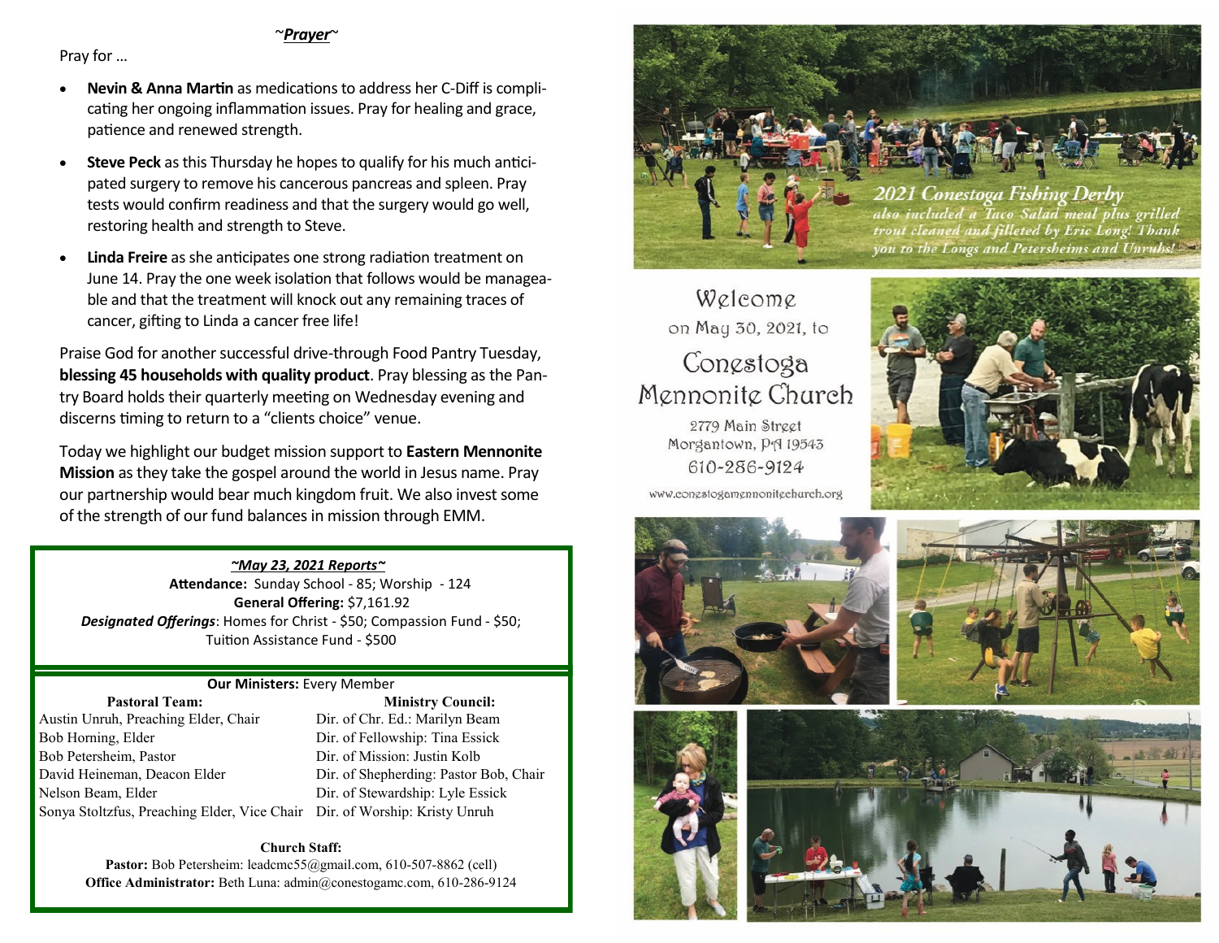## ~*Prayer*~

Pray for …

- **Nevin & Anna Martin** as medications to address her C-Diff is complicating her ongoing inflammation issues. Pray for healing and grace, patience and renewed strength.
- **Steve Peck** as this Thursday he hopes to qualify for his much anticipated surgery to remove his cancerous pancreas and spleen. Pray tests would confirm readiness and that the surgery would go well, restoring health and strength to Steve.
- **Linda Freire** as she anticipates one strong radiation treatment on June 14. Pray the one week isolation that follows would be manageable and that the treatment will knock out any remaining traces of cancer, gifting to Linda a cancer free life!

Praise God for another successful drive-through Food Pantry Tuesday, **blessing 45 households with quality product**. Pray blessing as the Pantry Board holds their quarterly meeting on Wednesday evening and discerns timing to return to a "clients choice" venue.

Today we highlight our budget mission support to **Eastern Mennonite Mission** as they take the gospel around the world in Jesus name. Pray our partnership would bear much kingdom fruit. We also invest some of the strength of our fund balances in mission through EMM.

### *~May 23, 2021 Reports~*

**Attendance:** Sunday School - 85; Worship - 124
**General Offering:** $7,161.92
***Designated Offerings***: Homes for Christ - $50; Compassion Fund - $50; Tuition Assistance Fund - $500

**Our Ministers:** Every Member

| Pastoral Team: | Ministry Council: |
|---|---|
| Austin Unruh, Preaching Elder, Chair | Dir. of Chr. Ed.: Marilyn Beam |
| Bob Horning, Elder | Dir. of Fellowship: Tina Essick |
| Bob Petersheim, Pastor | Dir. of Mission: Justin Kolb |
| David Heineman, Deacon Elder | Dir. of Shepherding: Pastor Bob, Chair |
| Nelson Beam, Elder | Dir. of Stewardship: Lyle Essick |
| Sonya Stoltzfus, Preaching Elder, Vice Chair | Dir. of Worship: Kristy Unruh |

**Church Staff:**
**Pastor:** Bob Petersheim: leadcmc55@gmail.com, 610-507-8862 (cell)
**Office Administrator:** Beth Luna: admin@conestogamc.com, 610-286-9124

*2021 Conestoga Fishing Derby also included a Taco Salad meal plus grilled trout cleaned and filleted by Eric Long! Thank you to the Longs and Petersheims and Unruhs!*

Welcome
on May 30, 2021, to

# Conestoga Mennonite Church

2779 Main Street
Morgantown, PA 19543
610-286-9124

www.conestogamennonitechurch.org